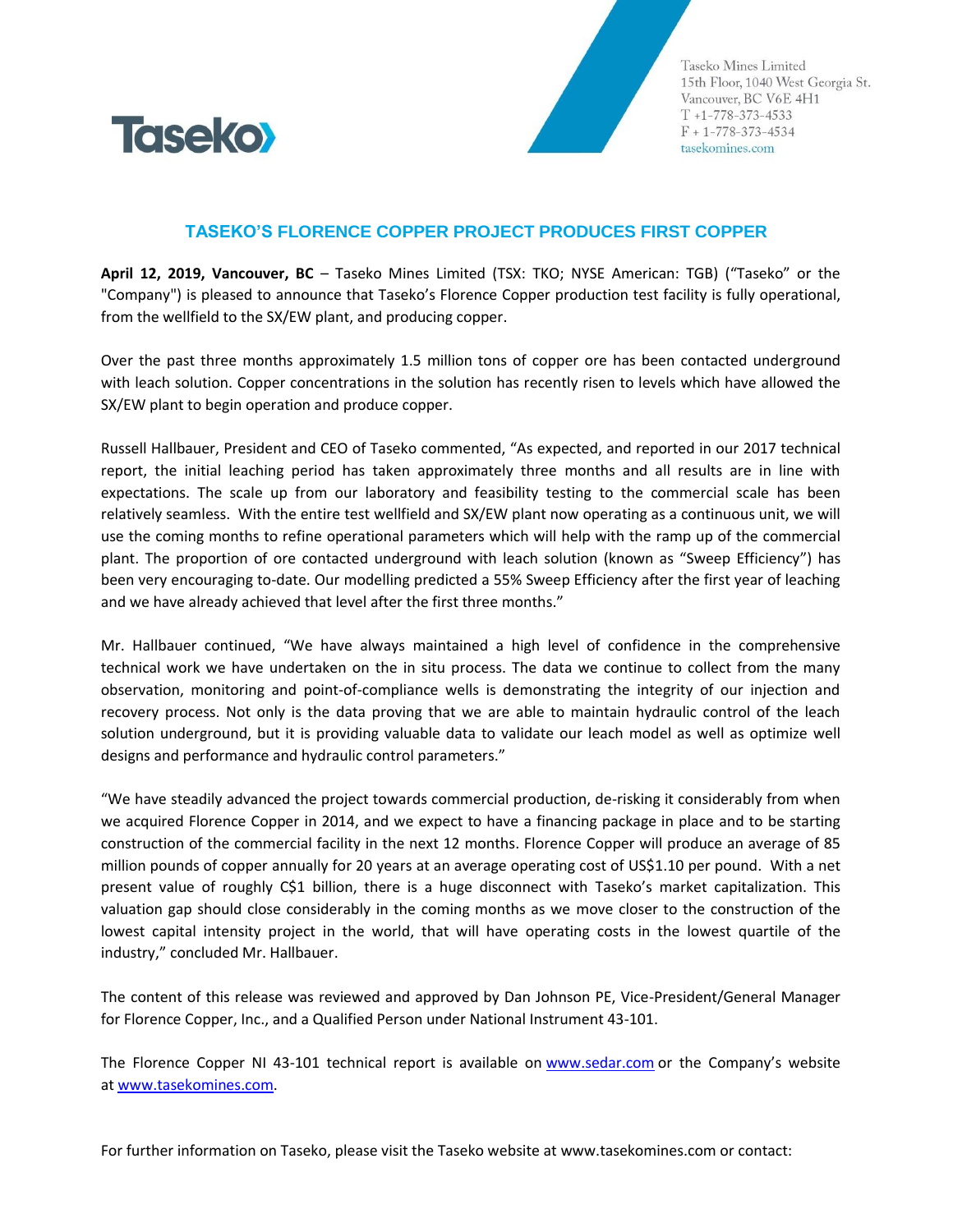Taseko Mines Limited
15th Floor, 1040 West Georgia St.
Vancouver, BC V6E 4H1
T +1-778-373-4533
F + 1-778-373-4534
tasekomines.com

# TASEKO'S FLORENCE COPPER PROJECT PRODUCES FIRST COPPER

**April 12, 2019, Vancouver, BC** – Taseko Mines Limited (TSX: TKO; NYSE American: TGB) ("Taseko" or the "Company") is pleased to announce that Taseko's Florence Copper production test facility is fully operational, from the wellfield to the SX/EW plant, and producing copper.

Over the past three months approximately 1.5 million tons of copper ore has been contacted underground with leach solution. Copper concentrations in the solution has recently risen to levels which have allowed the SX/EW plant to begin operation and produce copper.

Russell Hallbauer, President and CEO of Taseko commented, "As expected, and reported in our 2017 technical report, the initial leaching period has taken approximately three months and all results are in line with expectations. The scale up from our laboratory and feasibility testing to the commercial scale has been relatively seamless. With the entire test wellfield and SX/EW plant now operating as a continuous unit, we will use the coming months to refine operational parameters which will help with the ramp up of the commercial plant. The proportion of ore contacted underground with leach solution (known as "Sweep Efficiency") has been very encouraging to-date. Our modelling predicted a 55% Sweep Efficiency after the first year of leaching and we have already achieved that level after the first three months."

Mr. Hallbauer continued, "We have always maintained a high level of confidence in the comprehensive technical work we have undertaken on the in situ process. The data we continue to collect from the many observation, monitoring and point-of-compliance wells is demonstrating the integrity of our injection and recovery process. Not only is the data proving that we are able to maintain hydraulic control of the leach solution underground, but it is providing valuable data to validate our leach model as well as optimize well designs and performance and hydraulic control parameters."

"We have steadily advanced the project towards commercial production, de-risking it considerably from when we acquired Florence Copper in 2014, and we expect to have a financing package in place and to be starting construction of the commercial facility in the next 12 months. Florence Copper will produce an average of 85 million pounds of copper annually for 20 years at an average operating cost of US$1.10 per pound. With a net present value of roughly C$1 billion, there is a huge disconnect with Taseko's market capitalization. This valuation gap should close considerably in the coming months as we move closer to the construction of the lowest capital intensity project in the world, that will have operating costs in the lowest quartile of the industry," concluded Mr. Hallbauer.

The content of this release was reviewed and approved by Dan Johnson PE, Vice-President/General Manager for Florence Copper, Inc., and a Qualified Person under National Instrument 43-101.

The Florence Copper NI 43-101 technical report is available on [www.sedar.com](www.sedar.com) or the Company's website at [www.tasekomines.com](www.tasekomines.com).

For further information on Taseko, please visit the Taseko website at www.tasekomines.com or contact: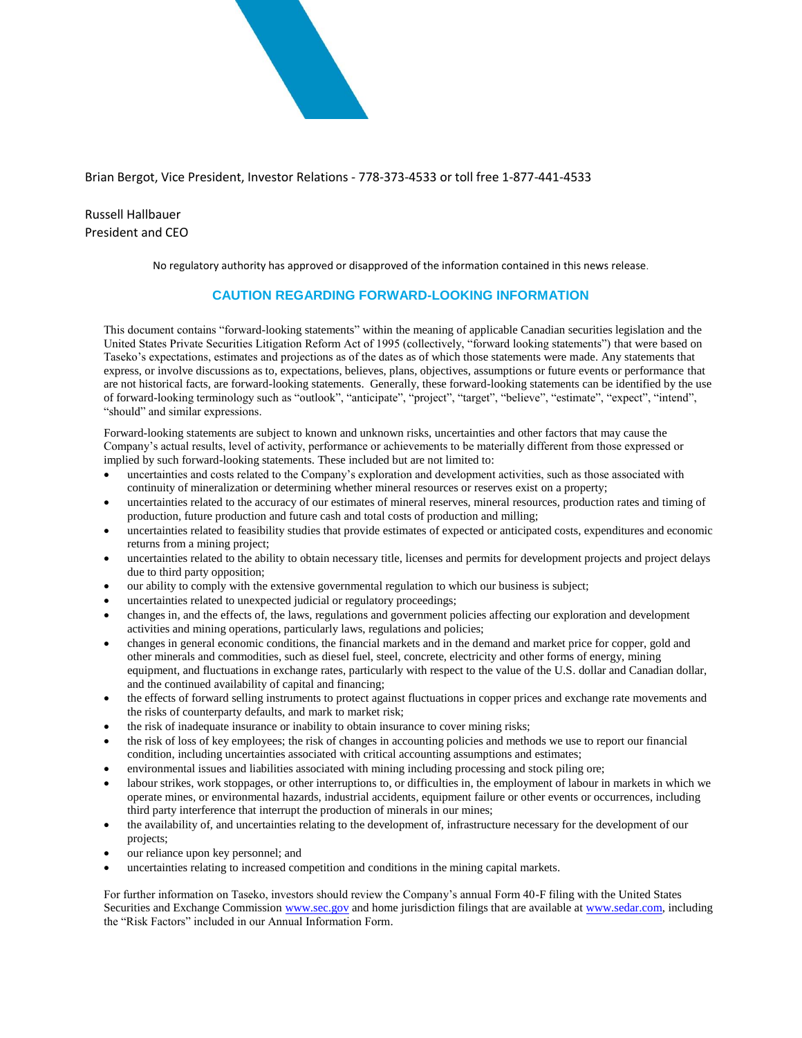Brian Bergot, Vice President, Investor Relations - 778-373-4533 or toll free 1-877-441-4533

Russell Hallbauer
President and CEO

No regulatory authority has approved or disapproved of the information contained in this news release.

## CAUTION REGARDING FORWARD-LOOKING INFORMATION

This document contains "forward-looking statements" within the meaning of applicable Canadian securities legislation and the United States Private Securities Litigation Reform Act of 1995 (collectively, "forward looking statements") that were based on Taseko's expectations, estimates and projections as of the dates as of which those statements were made. Any statements that express, or involve discussions as to, expectations, believes, plans, objectives, assumptions or future events or performance that are not historical facts, are forward-looking statements. Generally, these forward-looking statements can be identified by the use of forward-looking terminology such as "outlook", "anticipate", "project", "target", "believe", "estimate", "expect", "intend", "should" and similar expressions.

Forward-looking statements are subject to known and unknown risks, uncertainties and other factors that may cause the Company's actual results, level of activity, performance or achievements to be materially different from those expressed or implied by such forward-looking statements. These included but are not limited to:

- uncertainties and costs related to the Company's exploration and development activities, such as those associated with continuity of mineralization or determining whether mineral resources or reserves exist on a property;
- uncertainties related to the accuracy of our estimates of mineral reserves, mineral resources, production rates and timing of production, future production and future cash and total costs of production and milling;
- uncertainties related to feasibility studies that provide estimates of expected or anticipated costs, expenditures and economic returns from a mining project;
- uncertainties related to the ability to obtain necessary title, licenses and permits for development projects and project delays due to third party opposition;
- our ability to comply with the extensive governmental regulation to which our business is subject;
- uncertainties related to unexpected judicial or regulatory proceedings;
- changes in, and the effects of, the laws, regulations and government policies affecting our exploration and development activities and mining operations, particularly laws, regulations and policies;
- changes in general economic conditions, the financial markets and in the demand and market price for copper, gold and other minerals and commodities, such as diesel fuel, steel, concrete, electricity and other forms of energy, mining equipment, and fluctuations in exchange rates, particularly with respect to the value of the U.S. dollar and Canadian dollar, and the continued availability of capital and financing;
- the effects of forward selling instruments to protect against fluctuations in copper prices and exchange rate movements and the risks of counterparty defaults, and mark to market risk;
- the risk of inadequate insurance or inability to obtain insurance to cover mining risks;
- the risk of loss of key employees; the risk of changes in accounting policies and methods we use to report our financial condition, including uncertainties associated with critical accounting assumptions and estimates;
- environmental issues and liabilities associated with mining including processing and stock piling ore;
- labour strikes, work stoppages, or other interruptions to, or difficulties in, the employment of labour in markets in which we operate mines, or environmental hazards, industrial accidents, equipment failure or other events or occurrences, including third party interference that interrupt the production of minerals in our mines;
- the availability of, and uncertainties relating to the development of, infrastructure necessary for the development of our projects;
- our reliance upon key personnel; and
- uncertainties relating to increased competition and conditions in the mining capital markets.

For further information on Taseko, investors should review the Company's annual Form 40-F filing with the United States Securities and Exchange Commission www.sec.gov and home jurisdiction filings that are available at www.sedar.com, including the "Risk Factors" included in our Annual Information Form.